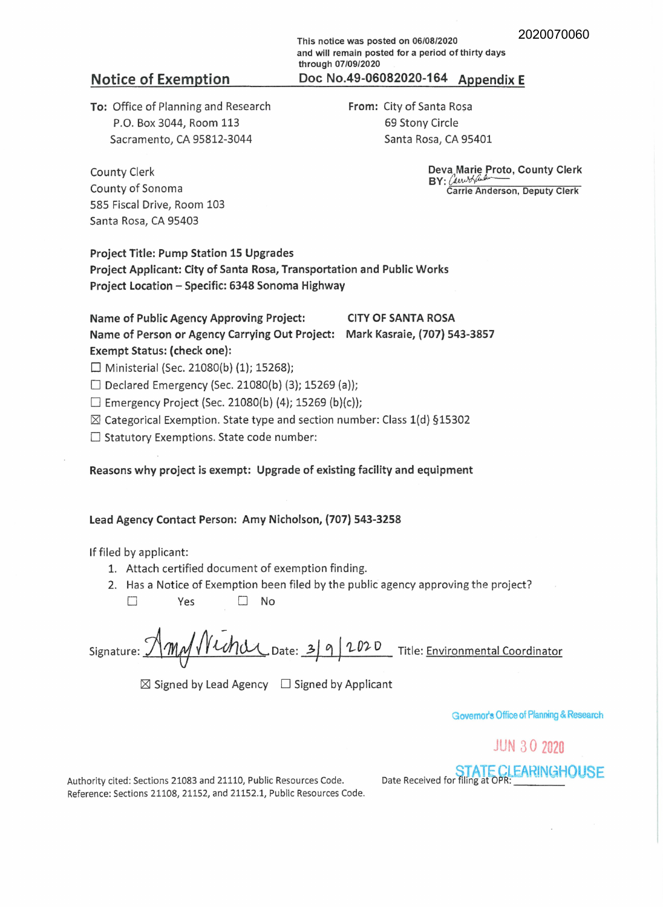2020070060

This notice was posted on 06/08/2020
and will remain posted for a period of thirty days
through 07/09/2020

## Notice of Exemption

Doc No.49-06082020-164 **Appendix E**

**To:** Office of Planning and Research
P.O. Box 3044, Room 113
Sacramento, CA 95812-3044

**From:** City of Santa Rosa
69 Stony Circle
Santa Rosa, CA 95401

County Clerk
County of Sonoma
585 Fiscal Drive, Room 103
Santa Rosa, CA 95403

**Deva Marie Proto, County Clerk**
**BY:** *(signature)*
**Carrie Anderson, Deputy Clerk**

**Project Title: Pump Station 15 Upgrades**
**Project Applicant: City of Santa Rosa, Transportation and Public Works**
**Project Location – Specific: 6348 Sonoma Highway**

**Name of Public Agency Approving Project:** CITY OF SANTA ROSA
**Name of Person or Agency Carrying Out Project:** Mark Kasraie, (707) 543-3857
**Exempt Status: (check one):**

☐ Ministerial (Sec. 21080(b) (1); 15268);
☐ Declared Emergency (Sec. 21080(b) (3); 15269 (a));
☐ Emergency Project (Sec. 21080(b) (4); 15269 (b)(c));
☒ Categorical Exemption. State type and section number: Class 1(d) §15302
☐ Statutory Exemptions. State code number:

**Reasons why project is exempt: Upgrade of existing facility and equipment**

**Lead Agency Contact Person: Amy Nicholson, (707) 543-3258**

If filed by applicant:

1. Attach certified document of exemption finding.
2. Has a Notice of Exemption been filed by the public agency approving the project?
   ☐ Yes ☐ No

Signature: *(signature)* Date: 3/9/2020 Title: Environmental Coordinator

☒ Signed by Lead Agency ☐ Signed by Applicant

Governor's Office of Planning & Research

JUN 30 2020

STATE CLEARINGHOUSE

Authority cited: Sections 21083 and 21110, Public Resources Code.
Reference: Sections 21108, 21152, and 21152.1, Public Resources Code.

Date Received for filing at OPR: \_\_\_\_\_\_\_\_\_\_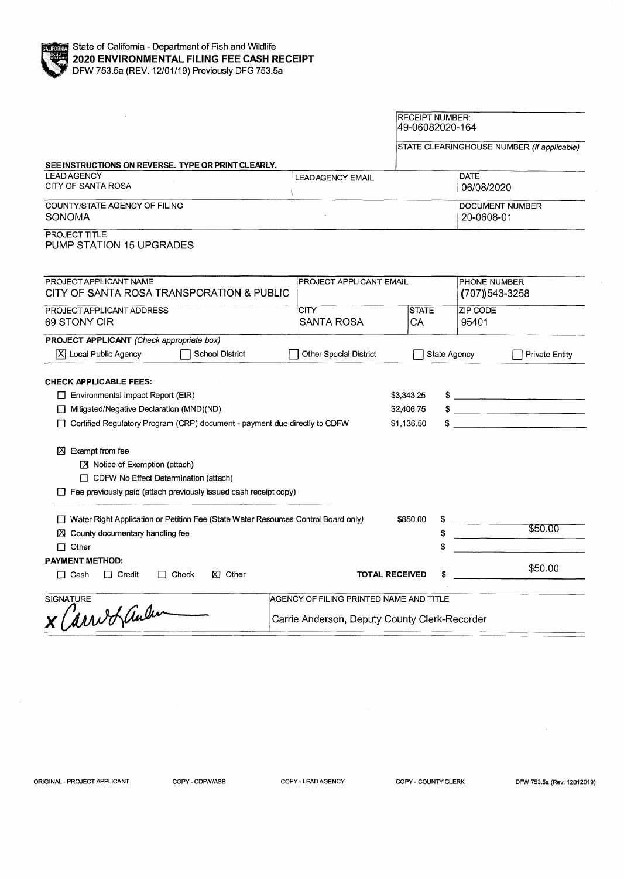State of California - Department of Fish and Wildlife

**2020 ENVIRONMENTAL FILING FEE CASH RECEIPT**

DFW 753.5a (REV. 12/01/19) Previously DFG 753.5a

RECEIPT NUMBER:
49-06082020-164

STATE CLEARINGHOUSE NUMBER *(If applicable)*

**SEE INSTRUCTIONS ON REVERSE. TYPE OR PRINT CLEARLY.**

| LEAD AGENCY | LEAD AGENCY EMAIL | DATE |
|---|---|---|
| CITY OF SANTA ROSA | | 06/08/2020 |

| COUNTY/STATE AGENCY OF FILING | DOCUMENT NUMBER |
|---|---|
| SONOMA | 20-0608-01 |

PROJECT TITLE
PUMP STATION 15 UPGRADES

| PROJECT APPLICANT NAME | PROJECT APPLICANT EMAIL | | PHONE NUMBER |
|---|---|---|---|
| CITY OF SANTA ROSA TRANSPORATION & PUBLIC | | | (707)543-3258 |
| **PROJECT APPLICANT ADDRESS** | **CITY** | **STATE** | **ZIP CODE** |
| 69 STONY CIR | SANTA ROSA | CA | 95401 |

**PROJECT APPLICANT** *(Check appropriate box)*

[X] Local Public Agency [ ] School District [ ] Other Special District [ ] State Agency [ ] Private Entity

**CHECK APPLICABLE FEES:**

| | | |
|---|---|---|
| [ ] Environmental Impact Report (EIR) | $3,343.25 | $ |
| [ ] Mitigated/Negative Declaration (MND)(ND) | $2,406.75 | $ |
| [ ] Certified Regulatory Program (CRP) document - payment due directly to CDFW | $1,136.50 | $ |

[X] Exempt from fee
- [X] Notice of Exemption (attach)
- [ ] CDFW No Effect Determination (attach)

[ ] Fee previously paid (attach previously issued cash receipt copy)

| | | |
|---|---|---|
| [ ] Water Right Application or Petition Fee (State Water Resources Control Board only) | $850.00 | $ |
| [X] County documentary handling fee | | $ $50.00 |
| [ ] Other | | $ |

**PAYMENT METHOD:**

[ ] Cash [ ] Credit [ ] Check [X] Other **TOTAL RECEIVED** $ $50.00

| SIGNATURE | AGENCY OF FILING PRINTED NAME AND TITLE |
|---|---|
| x Carrie Anderson | Carrie Anderson, Deputy County Clerk-Recorder |

ORIGINAL - PROJECT APPLICANT COPY - CDFW/ASB COPY - LEAD AGENCY COPY - COUNTY CLERK DFW 753.5a (Rev. 12012019)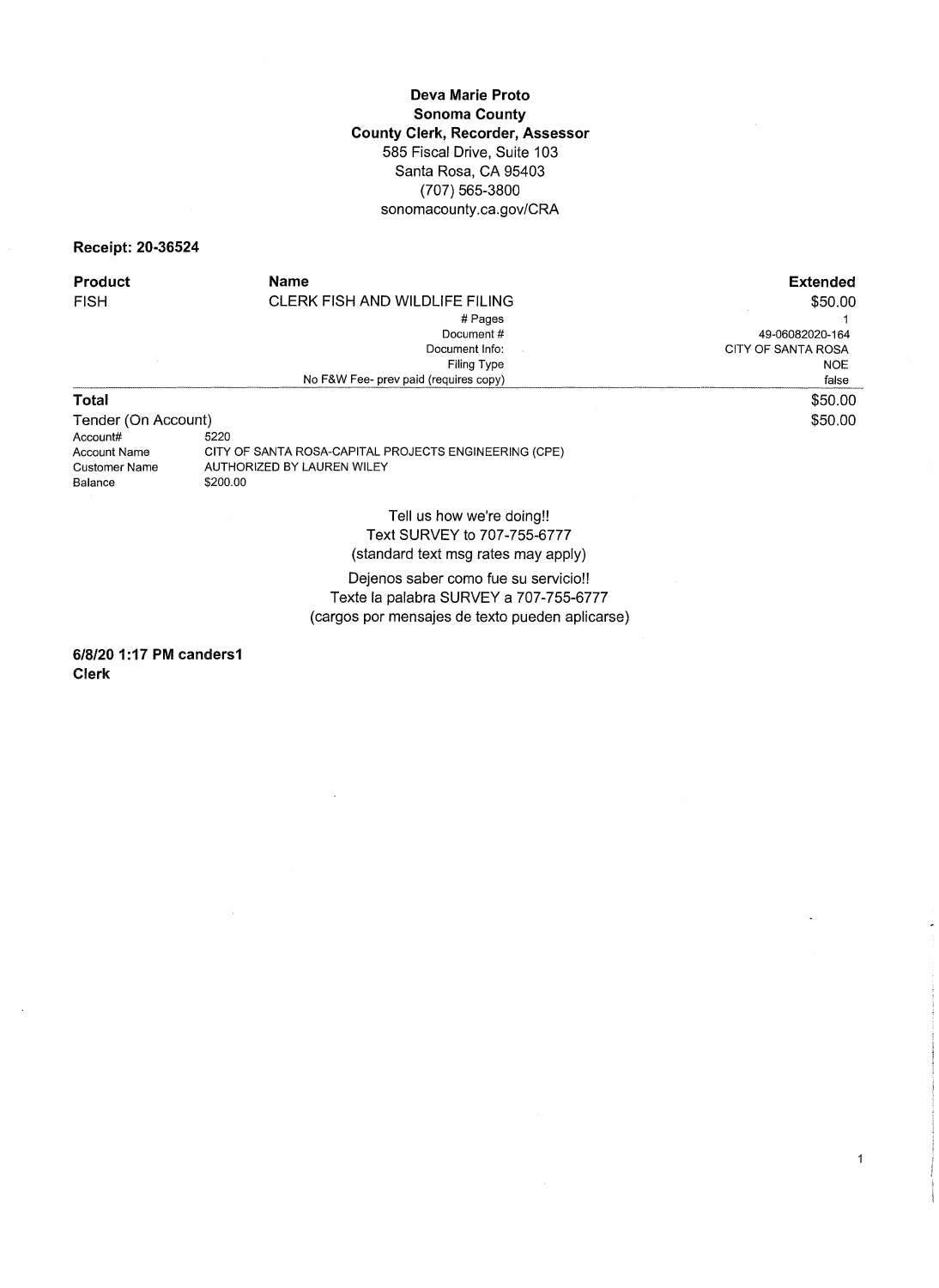**Deva Marie Proto**
**Sonoma County**
**County Clerk, Recorder, Assessor**
585 Fiscal Drive, Suite 103
Santa Rosa, CA 95403
(707) 565-3800
sonomacounty.ca.gov/CRA

**Receipt: 20-36524**

| Product | Name | Extended |
|---|---|---|
| FISH | CLERK FISH AND WILDLIFE FILING | $50.00 |
| | # Pages | 1 |
| | Document # | 49-06082020-164 |
| | Document Info: | CITY OF SANTA ROSA |
| | Filing Type | NOE |
| | No F&W Fee- prev paid (requires copy) | false |
| **Total** | | $50.00 |
| Tender (On Account) | | $50.00 |

| | |
|---|---|
| Account# | 5220 |
| Account Name | CITY OF SANTA ROSA-CAPITAL PROJECTS ENGINEERING (CPE) |
| Customer Name | AUTHORIZED BY LAUREN WILEY |
| Balance | $200.00 |

Tell us how we're doing!!
Text SURVEY to 707-755-6777
(standard text msg rates may apply)

Dejenos saber como fue su servicio!!
Texte la palabra SURVEY a 707-755-6777
(cargos por mensajes de texto pueden aplicarse)

**6/8/20 1:17 PM canders1**
**Clerk**